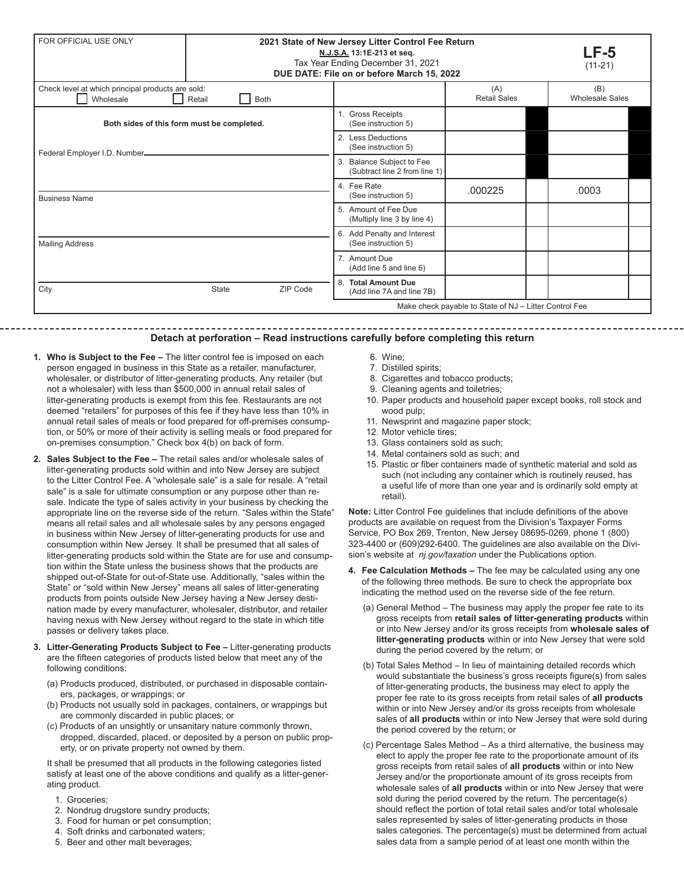| FOR OFFICIAL USE ONLY | **2021 State of New Jersey Litter Control Fee Return** **N.J.S.A. 13:1E-213 et seq.** Tax Year Ending December 31, 2021 **DUE DATE: File on or before March 15, 2022** | **LF-5** (11-21) |
|---|---|---|

| Check level at which principal products are sold: ☐ Wholesale ☐ Retail ☐ Both | | (A) Retail Sales | | (B) Wholesale Sales | |
|---|---|---|---|---|---|
| **Both sides of this form must be completed.** | 1. Gross Receipts (See instruction 5) | | | | |
| Federal Employer I.D. Number | 2. Less Deductions (See instruction 5) | | | | |
| | 3. Balance Subject to Fee (Subtract line 2 from line 1) | | | | |
| Business Name | 4. Fee Rate (See instruction 5) | .000225 | | .0003 | |
| | 5. Amount of Fee Due (Multiply line 3 by line 4) | | | | |
| Mailing Address | 6. Add Penalty and Interest (See instruction 5) | | | | |
| | 7. Amount Due (Add line 5 and line 6) | | | | |
| City / State / ZIP Code | 8. **Total Amount Due** (Add line 7A and line 7B) | | | | |
| | Make check payable to State of NJ – Litter Control Fee | | | | |

**Detach at perforation – Read instructions carefully before completing this return**

1. **Who is Subject to the Fee –** The litter control fee is imposed on each person engaged in business in this State as a retailer, manufacturer, wholesaler, or distributor of litter-generating products. Any retailer (but not a wholesaler) with less than $500,000 in annual retail sales of litter-generating products is exempt from this fee. Restaurants are not deemed "retailers" for purposes of this fee if they have less than 10% in annual retail sales of meals or food prepared for off-premises consumption, or 50% or more of their activity is selling meals or food prepared for on-premises consumption." Check box 4(b) on back of form.

2. **Sales Subject to the Fee –** The retail sales and/or wholesale sales of litter-generating products sold within and into New Jersey are subject to the Litter Control Fee. A "wholesale sale" is a sale for resale. A "retail sale" is a sale for ultimate consumption or any purpose other than resale. Indicate the type of sales activity in your business by checking the appropriate line on the reverse side of the return. "Sales within the State" means all retail sales and all wholesale sales by any persons engaged in business within New Jersey of litter-generating products for use and consumption within New Jersey. It shall be presumed that all sales of litter-generating products sold within the State are for use and consumption within the State unless the business shows that the products are shipped out-of-State for out-of-State use. Additionally, "sales within the State" or "sold within New Jersey" means all sales of litter-generating products from points outside New Jersey having a New Jersey destination made by every manufacturer, wholesaler, distributor, and retailer having nexus with New Jersey without regard to the state in which title passes or delivery takes place.

3. **Litter-Generating Products Subject to Fee –** Litter-generating products are the fifteen categories of products listed below that meet any of the following conditions:

   (a) Products produced, distributed, or purchased in disposable containers, packages, or wrappings; or
   (b) Products not usually sold in packages, containers, or wrappings but are commonly discarded in public places; or
   (c) Products of an unsightly or unsanitary nature commonly thrown, dropped, discarded, placed, or deposited by a person on public property, or on private property not owned by them.

   It shall be presumed that all products in the following categories listed satisfy at least one of the above conditions and qualify as a litter-generating product.

   1. Groceries;
   2. Nondrug drugstore sundry products;
   3. Food for human or pet consumption;
   4. Soft drinks and carbonated waters;
   5. Beer and other malt beverages;
   6. Wine;
   7. Distilled spirits;
   8. Cigarettes and tobacco products;
   9. Cleaning agents and toiletries;
   10. Paper products and household paper except books, roll stock and wood pulp;
   11. Newsprint and magazine paper stock;
   12. Motor vehicle tires;
   13. Glass containers sold as such;
   14. Metal containers sold as such; and
   15. Plastic or fiber containers made of synthetic material and sold as such (not including any container which is routinely reused, has a useful life of more than one year and is ordinarily sold empty at retail).

   **Note:** Litter Control Fee guidelines that include definitions of the above products are available on request from the Division's Taxpayer Forms Service, PO Box 269, Trenton, New Jersey 08695-0269, phone 1 (800) 323-4400 or (609)292-6400. The guidelines are also available on the Division's website at *nj.gov/taxation* under the Publications option.

4. **Fee Calculation Methods –** The fee may be calculated using any one of the following three methods. Be sure to check the appropriate box indicating the method used on the reverse side of the fee return.

   (a) General Method – The business may apply the proper fee rate to its gross receipts from **retail sales of litter-generating products** within or into New Jersey and/or its gross receipts from **wholesale sales of litter-generating products** within or into New Jersey that were sold during the period covered by the return; or

   (b) Total Sales Method – In lieu of maintaining detailed records which would substantiate the business's gross receipts figure(s) from sales of litter-generating products, the business may elect to apply the proper fee rate to its gross receipts from retail sales of **all products** within or into New Jersey and/or its gross receipts from wholesale sales of **all products** within or into New Jersey that were sold during the period covered by the return; or

   (c) Percentage Sales Method – As a third alternative, the business may elect to apply the proper fee rate to the proportionate amount of its gross receipts from retail sales of **all products** within or into New Jersey and/or the proportionate amount of its gross receipts from wholesale sales of **all products** within or into New Jersey that were sold during the period covered by the return. The percentage(s) should reflect the portion of total retail sales and/or total wholesale sales represented by sales of litter-generating products in those sales categories. The percentage(s) must be determined from actual sales data from a sample period of at least one month within the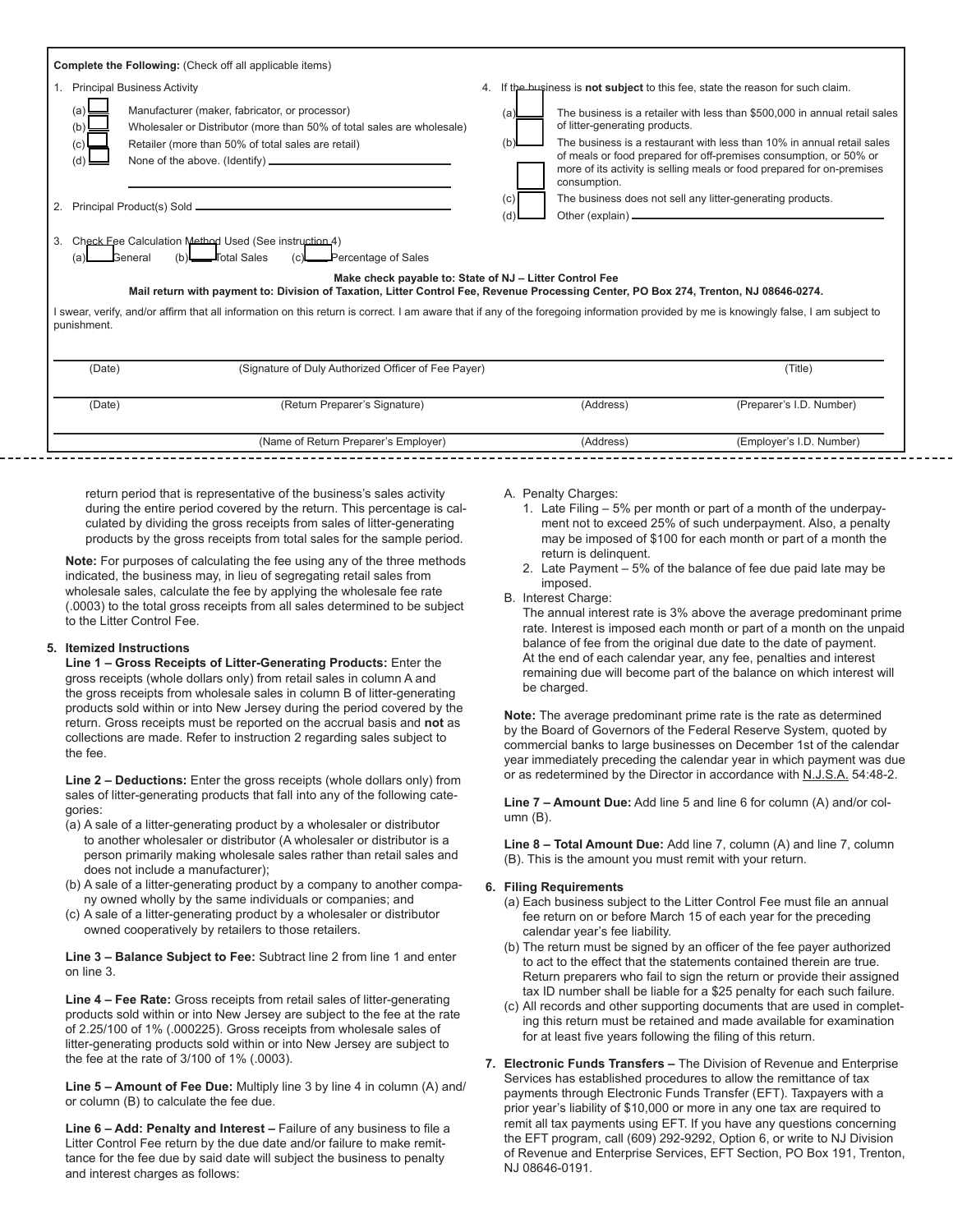**Complete the Following:** (Check off all applicable items)

1. Principal Business Activity

   (a) ☐ Manufacturer (maker, fabricator, or processor)

   (b) ☐ Wholesaler or Distributor (more than 50% of total sales are wholesale)

   (c) ☐ Retailer (more than 50% of total sales are retail)

   (d) ☐ None of the above. (Identify) ____________________

2. Principal Product(s) Sold ____________________

3. Check Fee Calculation Method Used (See instruction 4)

   (a) ☐ General (b) ☐ Total Sales (c) ☐ Percentage of Sales

4. If the business is **not subject** to this fee, state the reason for such claim.

   (a) ☐ The business is a retailer with less than $500,000 in annual retail sales of litter-generating products.

   (b) ☐ The business is a restaurant with less than 10% in annual retail sales of meals or food prepared for off-premises consumption, or 50% or more of its activity is selling meals or food prepared for on-premises consumption.

   (c) ☐ The business does not sell any litter-generating products.

   (d) ☐ Other (explain) ____________________

**Make check payable to: State of NJ – Litter Control Fee**

**Mail return with payment to: Division of Taxation, Litter Control Fee, Revenue Processing Center, PO Box 274, Trenton, NJ 08646-0274.**

I swear, verify, and/or affirm that all information on this return is correct. I am aware that if any of the foregoing information provided by me is knowingly false, I am subject to punishment.

| (Date) | (Signature of Duly Authorized Officer of Fee Payer) | | (Title) |
|---|---|---|---|
| (Date) | (Return Preparer's Signature) | (Address) | (Preparer's I.D. Number) |
| | (Name of Return Preparer's Employer) | (Address) | (Employer's I.D. Number) |

return period that is representative of the business's sales activity during the entire period covered by the return. This percentage is calculated by dividing the gross receipts from sales of litter-generating products by the gross receipts from total sales for the sample period.

**Note:** For purposes of calculating the fee using any of the three methods indicated, the business may, in lieu of segregating retail sales from wholesale sales, calculate the fee by applying the wholesale fee rate (.0003) to the total gross receipts from all sales determined to be subject to the Litter Control Fee.

**5. Itemized Instructions**

**Line 1 – Gross Receipts of Litter-Generating Products:** Enter the gross receipts (whole dollars only) from retail sales in column A and the gross receipts from wholesale sales in column B of litter-generating products sold within or into New Jersey during the period covered by the return. Gross receipts must be reported on the accrual basis and **not** as collections are made. Refer to instruction 2 regarding sales subject to the fee.

**Line 2 – Deductions:** Enter the gross receipts (whole dollars only) from sales of litter-generating products that fall into any of the following categories:

(a) A sale of a litter-generating product by a wholesaler or distributor to another wholesaler or distributor (A wholesaler or distributor is a person primarily making wholesale sales rather than retail sales and does not include a manufacturer);

(b) A sale of a litter-generating product by a company to another company owned wholly by the same individuals or companies; and

(c) A sale of a litter-generating product by a wholesaler or distributor owned cooperatively by retailers to those retailers.

**Line 3 – Balance Subject to Fee:** Subtract line 2 from line 1 and enter on line 3.

**Line 4 – Fee Rate:** Gross receipts from retail sales of litter-generating products sold within or into New Jersey are subject to the fee at the rate of 2.25/100 of 1% (.000225). Gross receipts from wholesale sales of litter-generating products sold within or into New Jersey are subject to the fee at the rate of 3/100 of 1% (.0003).

**Line 5 – Amount of Fee Due:** Multiply line 3 by line 4 in column (A) and/or column (B) to calculate the fee due.

**Line 6 – Add: Penalty and Interest –** Failure of any business to file a Litter Control Fee return by the due date and/or failure to make remittance for the fee due by said date will subject the business to penalty and interest charges as follows:

A. Penalty Charges:
   1. Late Filing – 5% per month or part of a month of the underpayment not to exceed 25% of such underpayment. Also, a penalty may be imposed of $100 for each month or part of a month the return is delinquent.
   2. Late Payment – 5% of the balance of fee due paid late may be imposed.

B. Interest Charge:
   The annual interest rate is 3% above the average predominant prime rate. Interest is imposed each month or part of a month on the unpaid balance of fee from the original due date to the date of payment. At the end of each calendar year, any fee, penalties and interest remaining due will become part of the balance on which interest will be charged.

**Note:** The average predominant prime rate is the rate as determined by the Board of Governors of the Federal Reserve System, quoted by commercial banks to large businesses on December 1st of the calendar year immediately preceding the calendar year in which payment was due or as redetermined by the Director in accordance with N.J.S.A. 54:48-2.

**Line 7 – Amount Due:** Add line 5 and line 6 for column (A) and/or column (B).

**Line 8 – Total Amount Due:** Add line 7, column (A) and line 7, column (B). This is the amount you must remit with your return.

**6. Filing Requirements**

(a) Each business subject to the Litter Control Fee must file an annual fee return on or before March 15 of each year for the preceding calendar year's fee liability.

(b) The return must be signed by an officer of the fee payer authorized to act to the effect that the statements contained therein are true. Return preparers who fail to sign the return or provide their assigned tax ID number shall be liable for a $25 penalty for each such failure.

(c) All records and other supporting documents that are used in completing this return must be retained and made available for examination for at least five years following the filing of this return.

**7. Electronic Funds Transfers –** The Division of Revenue and Enterprise Services has established procedures to allow the remittance of tax payments through Electronic Funds Transfer (EFT). Taxpayers with a prior year's liability of $10,000 or more in any one tax are required to remit all tax payments using EFT. If you have any questions concerning the EFT program, call (609) 292-9292, Option 6, or write to NJ Division of Revenue and Enterprise Services, EFT Section, PO Box 191, Trenton, NJ 08646-0191.